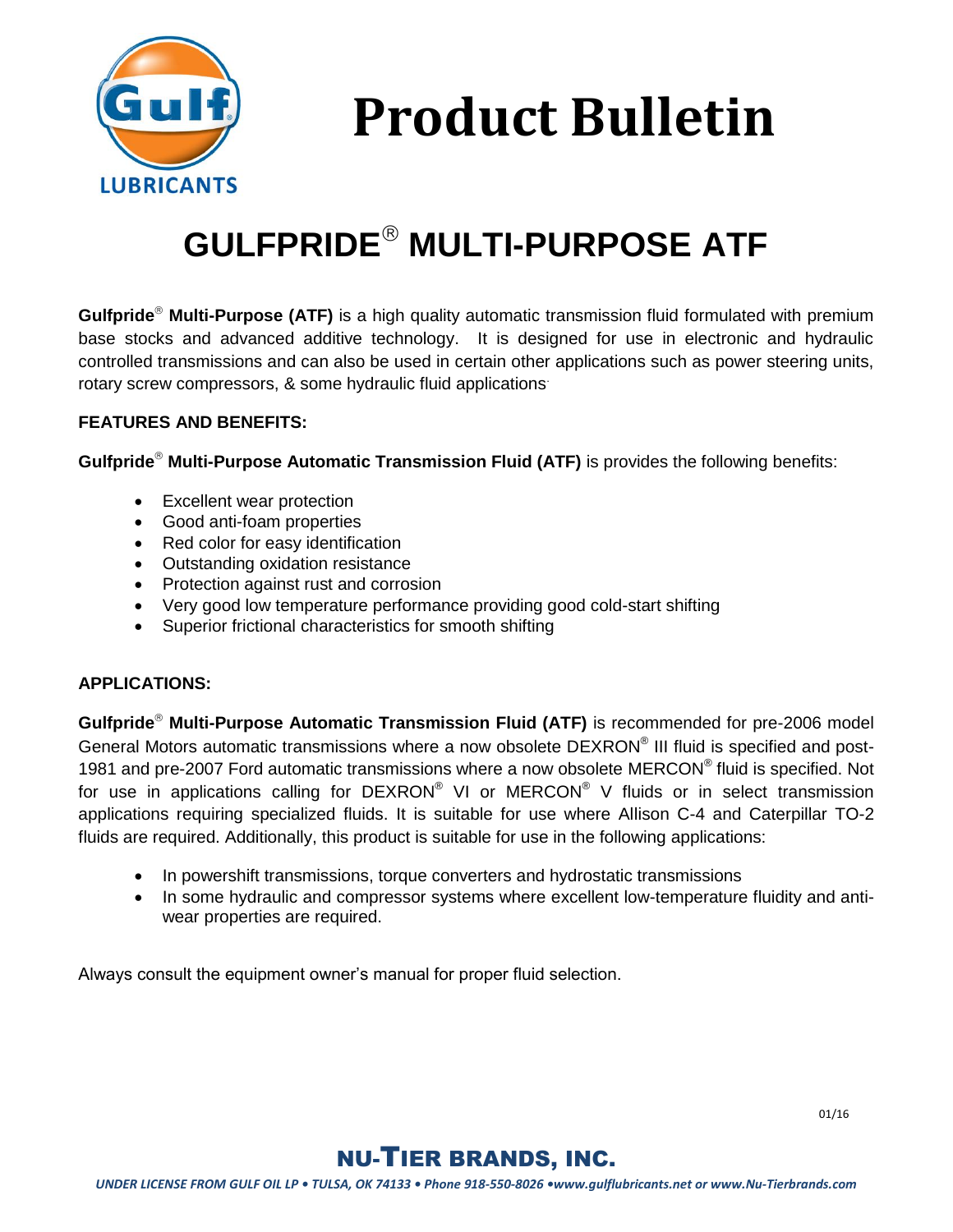# Product Bulletin

## GULFPRIDE® MULTI-PURPOSE ATF

**Gulfpride® Multi-Purpose (ATF)** is a high quality automatic transmission fluid formulated with premium base stocks and advanced additive technology. It is designed for use in electronic and hydraulic controlled transmissions and can also be used in certain other applications such as power steering units, rotary screw compressors, & some hydraulic fluid applications.

### FEATURES AND BENEFITS:

**Gulfpride® Multi-Purpose Automatic Transmission Fluid (ATF)** is provides the following benefits:

- Excellent wear protection
- Good anti-foam properties
- Red color for easy identification
- Outstanding oxidation resistance
- Protection against rust and corrosion
- Very good low temperature performance providing good cold-start shifting
- Superior frictional characteristics for smooth shifting

### APPLICATIONS:

**Gulfpride® Multi-Purpose Automatic Transmission Fluid (ATF)** is recommended for pre-2006 model General Motors automatic transmissions where a now obsolete DEXRON® III fluid is specified and post-1981 and pre-2007 Ford automatic transmissions where a now obsolete MERCON® fluid is specified. Not for use in applications calling for DEXRON® VI or MERCON® V fluids or in select transmission applications requiring specialized fluids. It is suitable for use where Allison C-4 and Caterpillar TO-2 fluids are required. Additionally, this product is suitable for use in the following applications:

- In powershift transmissions, torque converters and hydrostatic transmissions
- In some hydraulic and compressor systems where excellent low-temperature fluidity and anti-wear properties are required.

Always consult the equipment owner's manual for proper fluid selection.

01/16

**NU-TIER BRANDS, INC.**

*UNDER LICENSE FROM GULF OIL LP • TULSA, OK 74133 • Phone 918-550-8026 •www.gulflubricants.net or www.Nu-Tierbrands.com*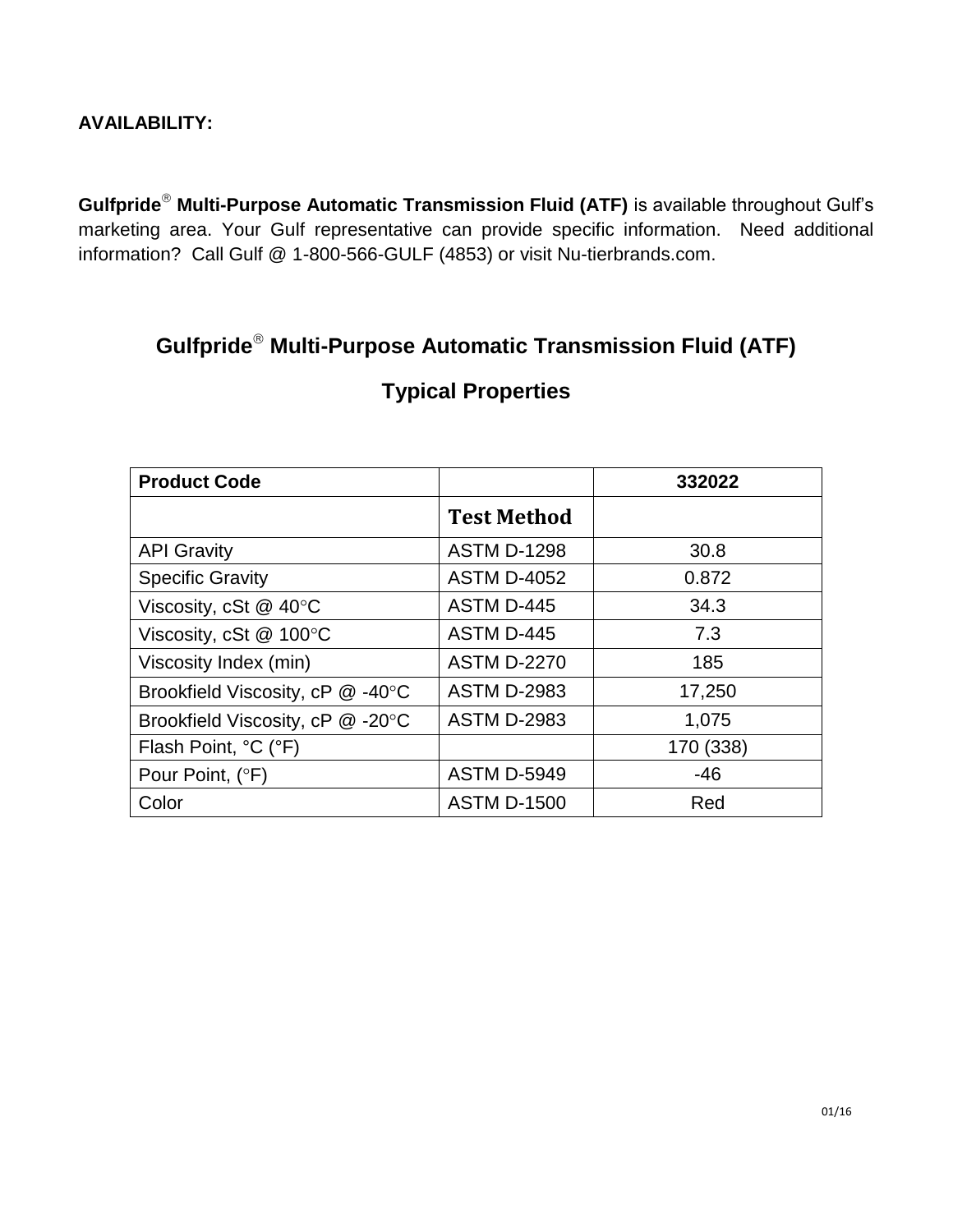**AVAILABILITY:**

**Gulfpride® Multi-Purpose Automatic Transmission Fluid (ATF)** is available throughout Gulf's marketing area. Your Gulf representative can provide specific information. Need additional information? Call Gulf @ 1-800-566-GULF (4853) or visit Nu-tierbrands.com.

## Gulfpride® Multi-Purpose Automatic Transmission Fluid (ATF)

## Typical Properties

| **Product Code** | | **332022** |
|---|---|---|
| | **Test Method** | |
| API Gravity | ASTM D-1298 | 30.8 |
| Specific Gravity | ASTM D-4052 | 0.872 |
| Viscosity, cSt @ 40°C | ASTM D-445 | 34.3 |
| Viscosity, cSt @ 100°C | ASTM D-445 | 7.3 |
| Viscosity Index (min) | ASTM D-2270 | 185 |
| Brookfield Viscosity, cP @ -40°C | ASTM D-2983 | 17,250 |
| Brookfield Viscosity, cP @ -20°C | ASTM D-2983 | 1,075 |
| Flash Point, °C (°F) | | 170 (338) |
| Pour Point, (°F) | ASTM D-5949 | -46 |
| Color | ASTM D-1500 | Red |

01/16